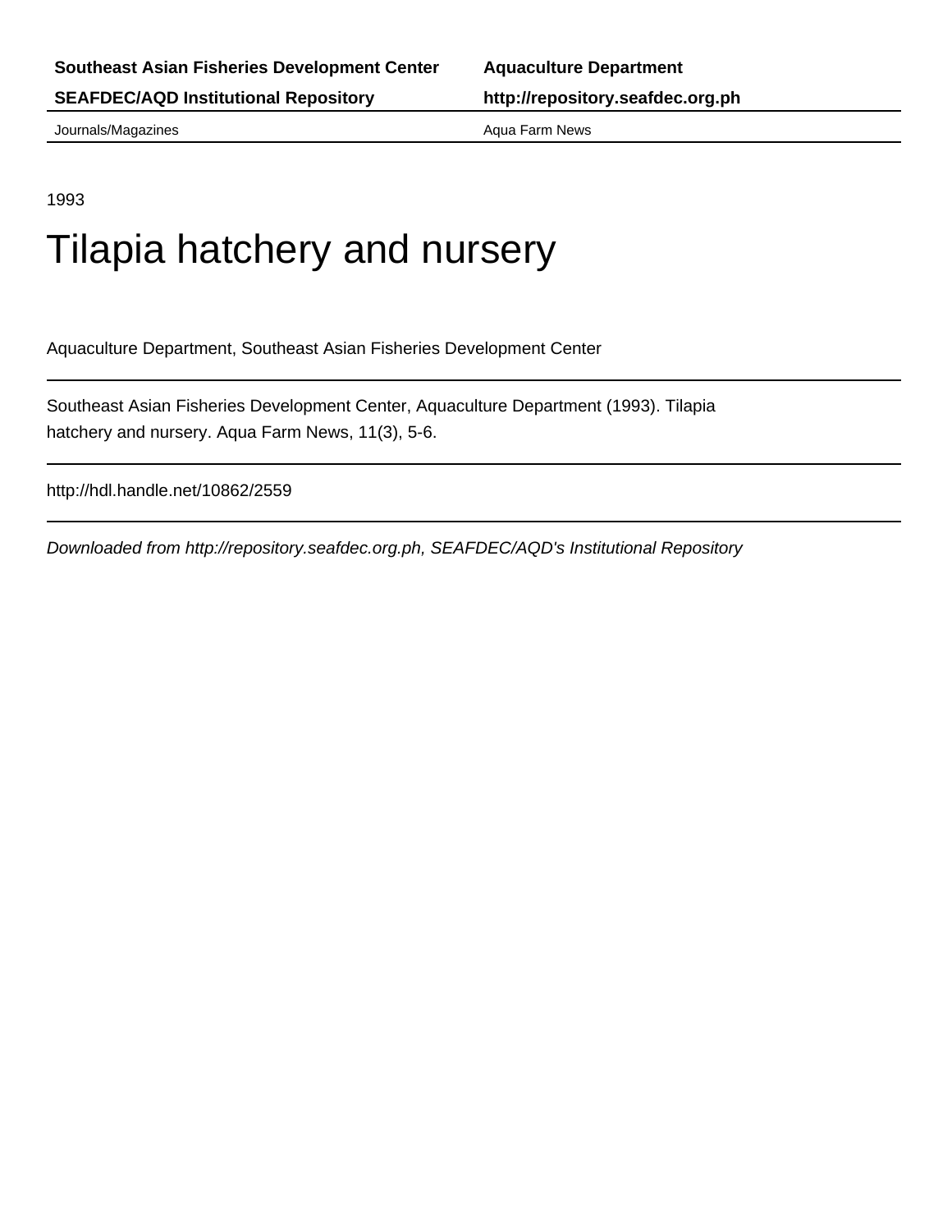**Southeast Asian Fisheries Development Center** **Aquaculture Department**

**SEAFDEC/AQD Institutional Repository** **http://repository.seafdec.org.ph**

Journals/Magazines Aqua Farm News

1993

# Tilapia hatchery and nursery

Aquaculture Department, Southeast Asian Fisheries Development Center

Southeast Asian Fisheries Development Center, Aquaculture Department (1993). Tilapia hatchery and nursery. Aqua Farm News, 11(3), 5-6.

http://hdl.handle.net/10862/2559

*Downloaded from http://repository.seafdec.org.ph, SEAFDEC/AQD's Institutional Repository*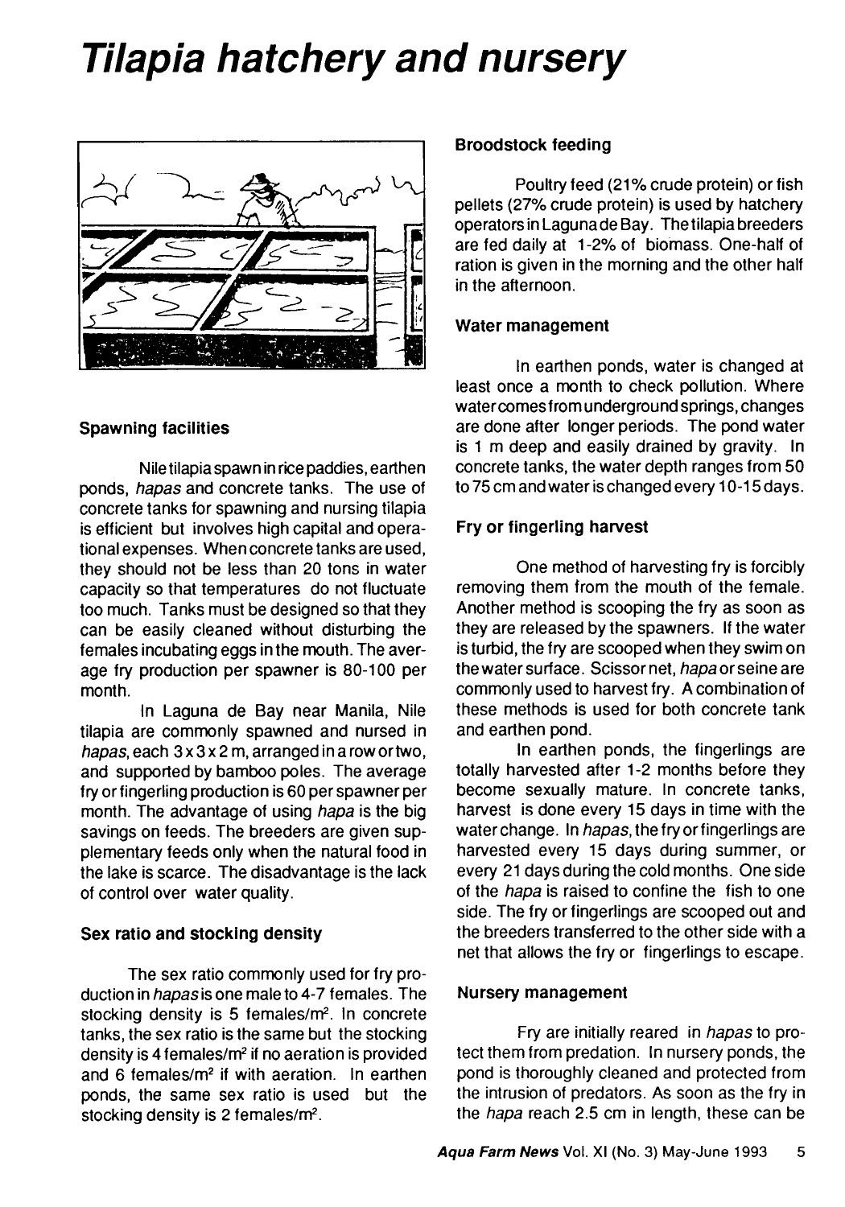# Tilapia hatchery and nursery

### Spawning facilities

Nile tilapia spawn in rice paddies, earthen ponds, *hapas* and concrete tanks. The use of concrete tanks for spawning and nursing tilapia is efficient but involves high capital and operational expenses. When concrete tanks are used, they should not be less than 20 tons in water capacity so that temperatures do not fluctuate too much. Tanks must be designed so that they can be easily cleaned without disturbing the females incubating eggs in the mouth. The average fry production per spawner is 80-100 per month.

In Laguna de Bay near Manila, Nile tilapia are commonly spawned and nursed in *hapas*, each 3 x 3 x 2 m, arranged in a row or two, and supported by bamboo poles. The average fry or fingerling production is 60 per spawner per month. The advantage of using *hapa* is the big savings on feeds. The breeders are given supplementary feeds only when the natural food in the lake is scarce. The disadvantage is the lack of control over water quality.

### Sex ratio and stocking density

The sex ratio commonly used for fry production in *hapas* is one male to 4-7 females. The stocking density is 5 females/$m^2$. In concrete tanks, the sex ratio is the same but the stocking density is 4 females/$m^2$ if no aeration is provided and 6 females/$m^2$ if with aeration. In earthen ponds, the same sex ratio is used but the stocking density is 2 females/$m^2$.

### Broodstock feeding

Poultry feed (21% crude protein) or fish pellets (27% crude protein) is used by hatchery operators in Laguna de Bay. The tilapia breeders are fed daily at 1-2% of biomass. One-half of ration is given in the morning and the other half in the afternoon.

### Water management

In earthen ponds, water is changed at least once a month to check pollution. Where water comes from underground springs, changes are done after longer periods. The pond water is 1 m deep and easily drained by gravity. In concrete tanks, the water depth ranges from 50 to 75 cm and water is changed every 10-15 days.

### Fry or fingerling harvest

One method of harvesting fry is forcibly removing them from the mouth of the female. Another method is scooping the fry as soon as they are released by the spawners. If the water is turbid, the fry are scooped when they swim on the water surface. Scissor net, *hapa* or seine are commonly used to harvest fry. A combination of these methods is used for both concrete tank and earthen pond.

In earthen ponds, the fingerlings are totally harvested after 1-2 months before they become sexually mature. In concrete tanks, harvest is done every 15 days in time with the water change. In *hapas*, the fry or fingerlings are harvested every 15 days during summer, or every 21 days during the cold months. One side of the *hapa* is raised to confine the fish to one side. The fry or fingerlings are scooped out and the breeders transferred to the other side with a net that allows the fry or fingerlings to escape.

### Nursery management

Fry are initially reared in *hapas* to protect them from predation. In nursery ponds, the pond is thoroughly cleaned and protected from the intrusion of predators. As soon as the fry in the *hapa* reach 2.5 cm in length, these can be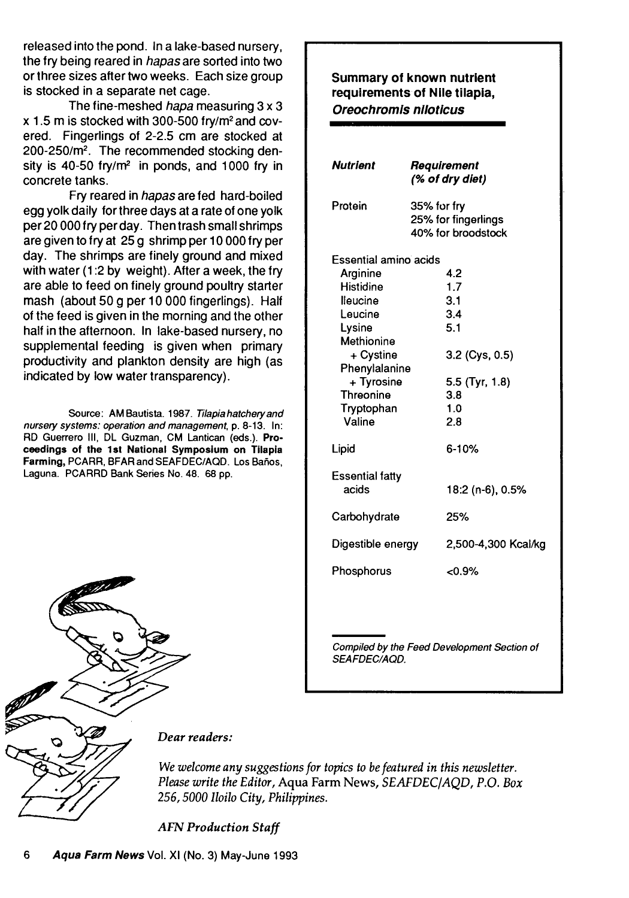released into the pond. In a lake-based nursery, the fry being reared in *hapas* are sorted into two or three sizes after two weeks. Each size group is stocked in a separate net cage.

The fine-meshed *hapa* measuring 3 x 3 x 1.5 m is stocked with 300-500 fry/$m^2$ and covered. Fingerlings of 2-2.5 cm are stocked at 200-250/$m^2$. The recommended stocking density is 40-50 fry/$m^2$ in ponds, and 1000 fry in concrete tanks.

Fry reared in *hapas* are fed hard-boiled egg yolk daily for three days at a rate of one yolk per 20 000 fry per day. Then trash small shrimps are given to fry at 25 g shrimp per 10 000 fry per day. The shrimps are finely ground and mixed with water (1:2 by weight). After a week, the fry are able to feed on finely ground poultry starter mash (about 50 g per 10 000 fingerlings). Half of the feed is given in the morning and the other half in the afternoon. In lake-based nursery, no supplemental feeding is given when primary productivity and plankton density are high (as indicated by low water transparency).

Source: AM Bautista. 1987. *Tilapia hatchery and nursery systems: operation and management*, p. 8-13. In: RD Guerrero III, DL Guzman, CM Lantican (eds.). **Proceedings of the 1st National Symposium on Tilapia Farming,** PCARR, BFAR and SEAFDEC/AQD. Los Baños, Laguna. PCARRD Bank Series No. 48. 68 pp.

## Summary of known nutrient requirements of Nile tilapia, *Oreochromis niloticus*

| ***Nutrient*** | ***Requirement (% of dry diet)*** |
|---|---|
| Protein | 35% for fry<br>25% for fingerlings<br>40% for broodstock |
| Essential amino acids | |
| Arginine | 4.2 |
| Histidine | 1.7 |
| Ileucine | 3.1 |
| Leucine | 3.4 |
| Lysine | 5.1 |
| Methionine + Cystine | 3.2 (Cys, 0.5) |
| Phenylalanine + Tyrosine | 5.5 (Tyr, 1.8) |
| Threonine | 3.8 |
| Tryptophan | 1.0 |
| Valine | 2.8 |
| Lipid | 6-10% |
| Essential fatty acids | 18:2 (n-6), 0.5% |
| Carbohydrate | 25% |
| Digestible energy | 2,500-4,300 Kcal/kg |
| Phosphorus | <0.9% |

*Compiled by the Feed Development Section of SEAFDEC/AQD.*

*Dear readers:*

*We welcome any suggestions for topics to be featured in this newsletter. Please write the Editor,* Aqua Farm News, *SEAFDEC/AQD, P.O. Box 256, 5000 Iloilo City, Philippines.*

*AFN Production Staff*